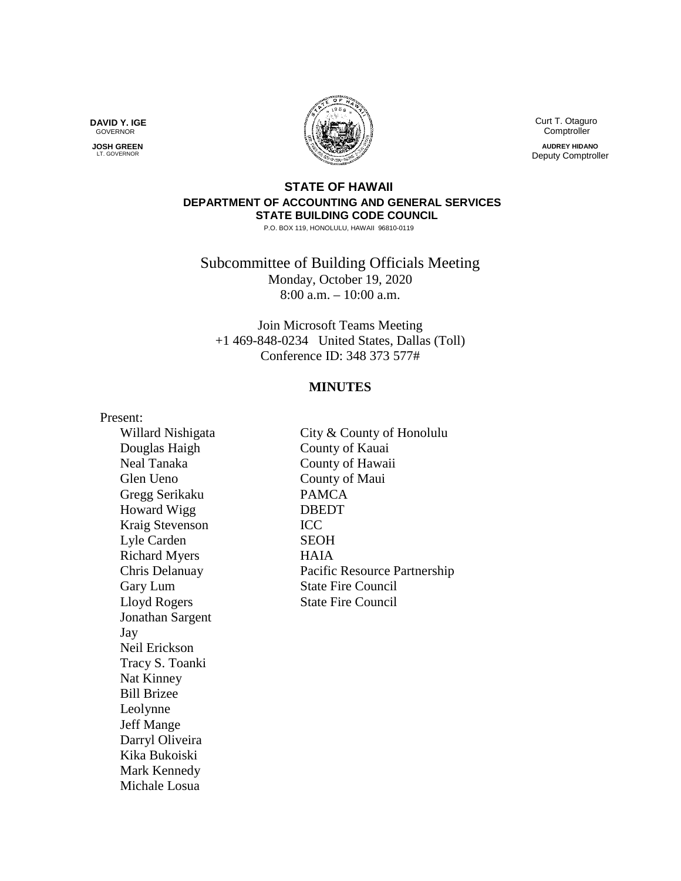**DAVID Y. IGE**
GOVERNOR

**JOSH GREEN**
LT. GOVERNOR

Curt T. Otaguro
Comptroller

**AUDREY HIDANO**
Deputy Comptroller

**STATE OF HAWAII**
**DEPARTMENT OF ACCOUNTING AND GENERAL SERVICES**
**STATE BUILDING CODE COUNCIL**
P.O. BOX 119, HONOLULU, HAWAII 96810-0119

# Subcommittee of Building Officials Meeting

Monday, October 19, 2020
8:00 a.m. – 10:00 a.m.

Join Microsoft Teams Meeting
+1 469-848-0234 United States, Dallas (Toll)
Conference ID: 348 373 577#

## MINUTES

Present:

| | |
|---|---|
| Willard Nishigata | City & County of Honolulu |
| Douglas Haigh | County of Kauai |
| Neal Tanaka | County of Hawaii |
| Glen Ueno | County of Maui |
| Gregg Serikaku | PAMCA |
| Howard Wigg | DBEDT |
| Kraig Stevenson | ICC |
| Lyle Carden | SEOH |
| Richard Myers | HAIA |
| Chris Delanuay | Pacific Resource Partnership |
| Gary Lum | State Fire Council |
| Lloyd Rogers | State Fire Council |
| Jonathan Sargent | |
| Jay | |
| Neil Erickson | |
| Tracy S. Toanki | |
| Nat Kinney | |
| Bill Brizee | |
| Leolynne | |
| Jeff Mange | |
| Darryl Oliveira | |
| Kika Bukoiski | |
| Mark Kennedy | |
| Michale Losua | |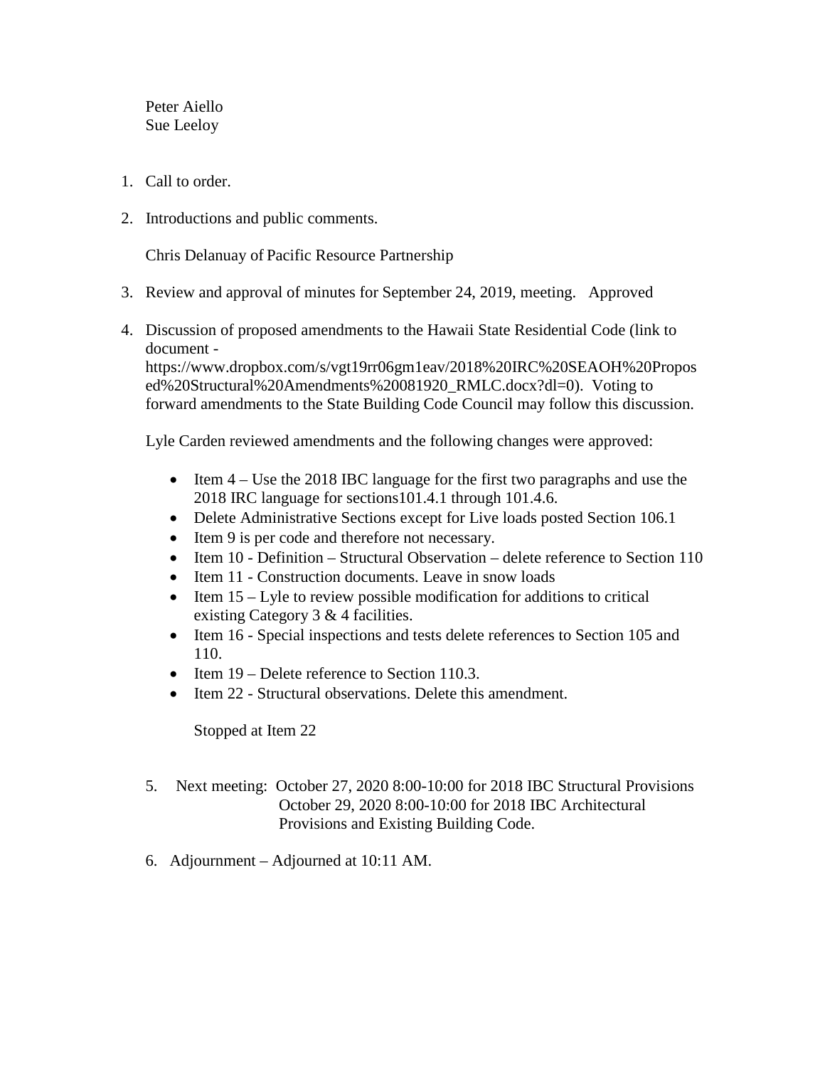Peter Aiello
Sue Leeloy

1. Call to order.

2. Introductions and public comments.

   Chris Delanuay of Pacific Resource Partnership

3. Review and approval of minutes for September 24, 2019, meeting. Approved

4. Discussion of proposed amendments to the Hawaii State Residential Code (link to document - https://www.dropbox.com/s/vgt19rr06gm1eav/2018%20IRC%20SEAOH%20Proposed%20Structural%20Amendments%20081920_RMLC.docx?dl=0). Voting to forward amendments to the State Building Code Council may follow this discussion.

   Lyle Carden reviewed amendments and the following changes were approved:

   - Item 4 – Use the 2018 IBC language for the first two paragraphs and use the 2018 IRC language for sections101.4.1 through 101.4.6.
   - Delete Administrative Sections except for Live loads posted Section 106.1
   - Item 9 is per code and therefore not necessary.
   - Item 10 - Definition – Structural Observation – delete reference to Section 110
   - Item 11 - Construction documents. Leave in snow loads
   - Item 15 – Lyle to review possible modification for additions to critical existing Category 3 & 4 facilities.
   - Item 16 - Special inspections and tests delete references to Section 105 and 110.
   - Item 19 – Delete reference to Section 110.3.
   - Item 22 - Structural observations. Delete this amendment.

     Stopped at Item 22

5. Next meeting: October 27, 2020 8:00-10:00 for 2018 IBC Structural Provisions
   October 29, 2020 8:00-10:00 for 2018 IBC Architectural Provisions and Existing Building Code.

6. Adjournment – Adjourned at 10:11 AM.